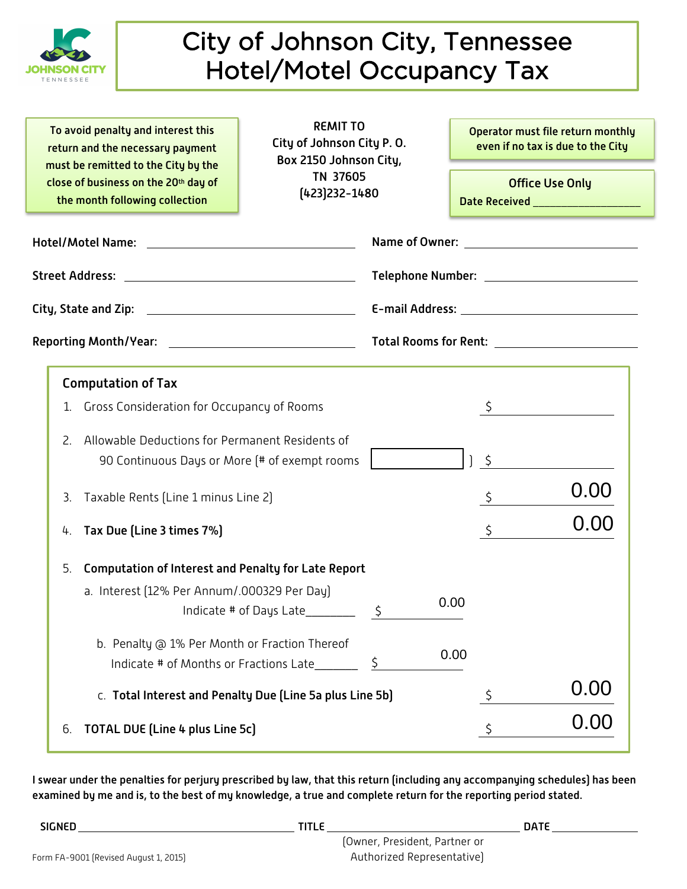# City of Johnson City, Tennessee
# Hotel/Motel Occupancy Tax

**To avoid penalty and interest this return and the necessary payment must be remitted to the City by the close of business on the 20th day of the month following collection**

**REMIT TO**
**City of Johnson City P. O. Box 2150 Johnson City, TN 37605**
**(423)232-1480**

**Operator must file return monthly even if no tax is due to the City**

**Office Use Only**
**Date Received** ___________________

**Hotel/Motel Name:** ______________________________ **Name of Owner:** ______________________________

**Street Address:** ______________________________ **Telephone Number:** ______________________________

**City, State and Zip:** ______________________________ **E-mail Address:** ______________________________

**Reporting Month/Year:** ______________________________ **Total Rooms for Rent:** ______________________________

## Computation of Tax

1. Gross Consideration for Occupancy of Rooms $ ____________
2. Allowable Deductions for Permanent Residents of 90 Continuous Days or More (# of exempt rooms [ ] ) $ ____________
3. Taxable Rents (Line 1 minus Line 2) $ 0.00
4. **Tax Due (Line 3 times 7%)** $ 0.00
5. **Computation of Interest and Penalty for Late Report**
   a. Interest (12% Per Annum/.000329 Per Day) Indicate # of Days Late________ $ 0.00
   b. Penalty @ 1% Per Month or Fraction Thereof Indicate # of Months or Fractions Late_______ $ 0.00
   c. **Total Interest and Penalty Due (Line 5a plus Line 5b)** $ 0.00
6. **TOTAL DUE (Line 4 plus Line 5c)** $ 0.00

**I swear under the penalties for perjury prescribed by law, that this return (including any accompanying schedules) has been examined by me and is, to the best of my knowledge, a true and complete return for the reporting period stated.**

**SIGNED** ______________________________ **TITLE** ______________________________ **DATE** ______________
(Owner, President, Partner or Authorized Representative)

Form FA-9001 (Revised August 1, 2015)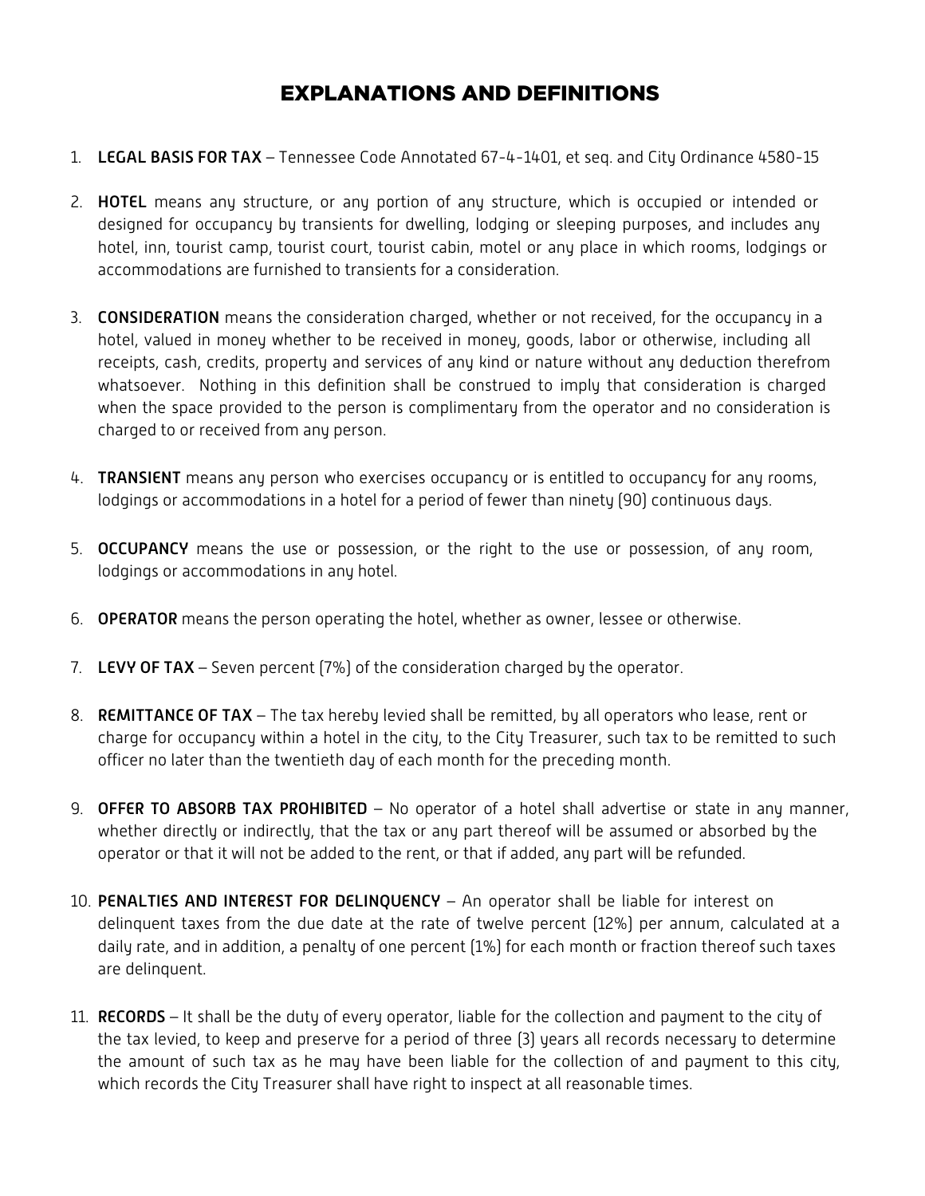# EXPLANATIONS AND DEFINITIONS

1. **LEGAL BASIS FOR TAX** – Tennessee Code Annotated 67-4-1401, et seq. and City Ordinance 4580-15

2. **HOTEL** means any structure, or any portion of any structure, which is occupied or intended or designed for occupancy by transients for dwelling, lodging or sleeping purposes, and includes any hotel, inn, tourist camp, tourist court, tourist cabin, motel or any place in which rooms, lodgings or accommodations are furnished to transients for a consideration.

3. **CONSIDERATION** means the consideration charged, whether or not received, for the occupancy in a hotel, valued in money whether to be received in money, goods, labor or otherwise, including all receipts, cash, credits, property and services of any kind or nature without any deduction therefrom whatsoever. Nothing in this definition shall be construed to imply that consideration is charged when the space provided to the person is complimentary from the operator and no consideration is charged to or received from any person.

4. **TRANSIENT** means any person who exercises occupancy or is entitled to occupancy for any rooms, lodgings or accommodations in a hotel for a period of fewer than ninety (90) continuous days.

5. **OCCUPANCY** means the use or possession, or the right to the use or possession, of any room, lodgings or accommodations in any hotel.

6. **OPERATOR** means the person operating the hotel, whether as owner, lessee or otherwise.

7. **LEVY OF TAX** – Seven percent (7%) of the consideration charged by the operator.

8. **REMITTANCE OF TAX** – The tax hereby levied shall be remitted, by all operators who lease, rent or charge for occupancy within a hotel in the city, to the City Treasurer, such tax to be remitted to such officer no later than the twentieth day of each month for the preceding month.

9. **OFFER TO ABSORB TAX PROHIBITED** – No operator of a hotel shall advertise or state in any manner, whether directly or indirectly, that the tax or any part thereof will be assumed or absorbed by the operator or that it will not be added to the rent, or that if added, any part will be refunded.

10. **PENALTIES AND INTEREST FOR DELINQUENCY** – An operator shall be liable for interest on delinquent taxes from the due date at the rate of twelve percent (12%) per annum, calculated at a daily rate, and in addition, a penalty of one percent (1%) for each month or fraction thereof such taxes are delinquent.

11. **RECORDS** – It shall be the duty of every operator, liable for the collection and payment to the city of the tax levied, to keep and preserve for a period of three (3) years all records necessary to determine the amount of such tax as he may have been liable for the collection of and payment to this city, which records the City Treasurer shall have right to inspect at all reasonable times.